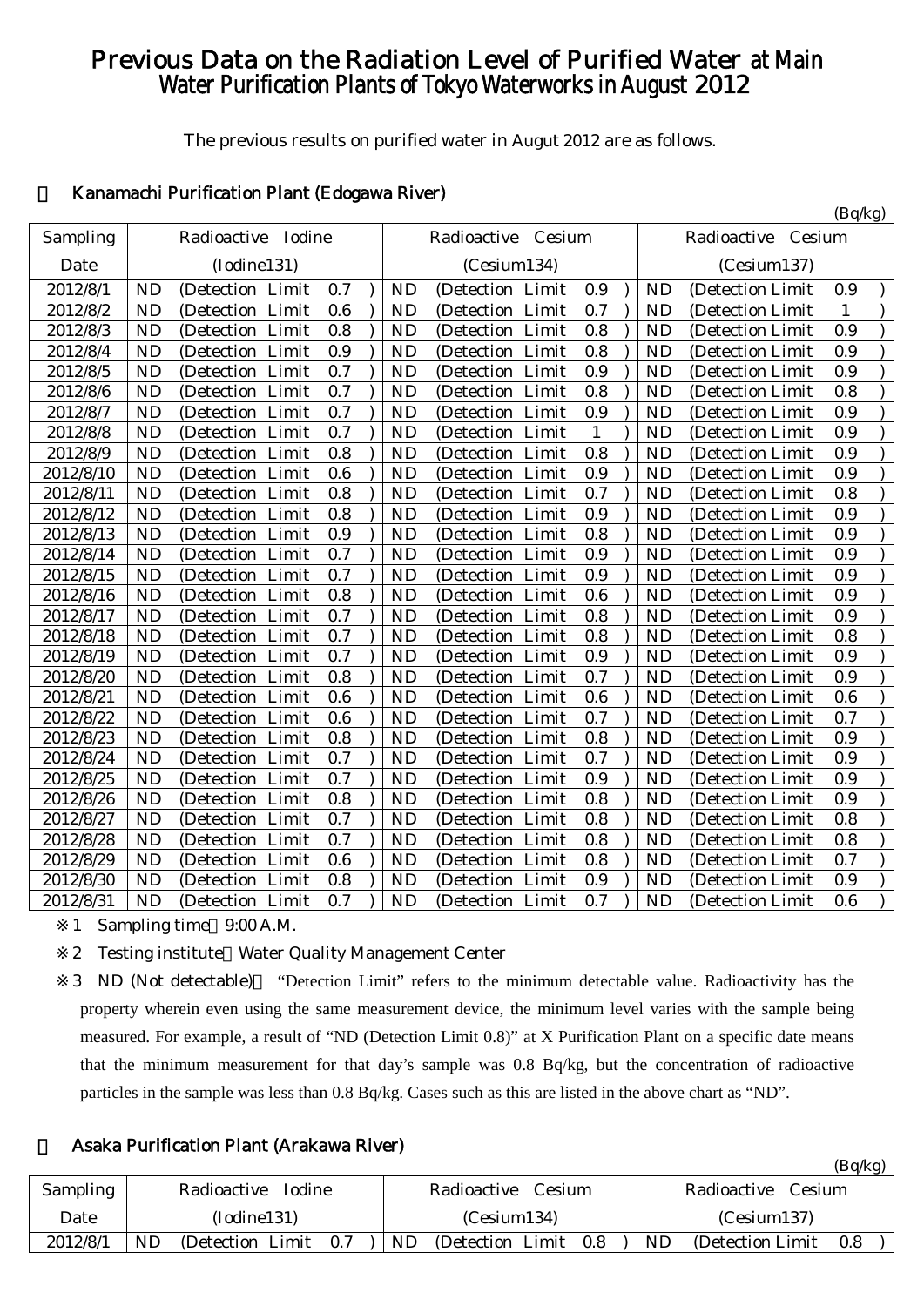# Previous Data on the Radiation Level of Purified Water at Main Water Purification Plants of Tokyo Waterworks in August 2012

The previous results on purified water in Augut 2012 are as follows.

## ・ Kanamachi Purification Plant (Edogawa River)

(Bq/kg)

| Sampling Date | Radioactive Iodine (Iodine131) | Radioactive Cesium (Cesium134) | Radioactive Cesium (Cesium137) |
|---|---|---|---|
| 2012/8/1 | ND (Detection Limit 0.7 ) | ND (Detection Limit 0.9 ) | ND (Detection Limit 0.9 ) |
| 2012/8/2 | ND (Detection Limit 0.6 ) | ND (Detection Limit 0.7 ) | ND (Detection Limit 1 ) |
| 2012/8/3 | ND (Detection Limit 0.8 ) | ND (Detection Limit 0.8 ) | ND (Detection Limit 0.9 ) |
| 2012/8/4 | ND (Detection Limit 0.9 ) | ND (Detection Limit 0.8 ) | ND (Detection Limit 0.9 ) |
| 2012/8/5 | ND (Detection Limit 0.7 ) | ND (Detection Limit 0.9 ) | ND (Detection Limit 0.9 ) |
| 2012/8/6 | ND (Detection Limit 0.7 ) | ND (Detection Limit 0.8 ) | ND (Detection Limit 0.8 ) |
| 2012/8/7 | ND (Detection Limit 0.7 ) | ND (Detection Limit 0.9 ) | ND (Detection Limit 0.9 ) |
| 2012/8/8 | ND (Detection Limit 0.7 ) | ND (Detection Limit 1 ) | ND (Detection Limit 0.9 ) |
| 2012/8/9 | ND (Detection Limit 0.8 ) | ND (Detection Limit 0.8 ) | ND (Detection Limit 0.9 ) |
| 2012/8/10 | ND (Detection Limit 0.6 ) | ND (Detection Limit 0.9 ) | ND (Detection Limit 0.9 ) |
| 2012/8/11 | ND (Detection Limit 0.8 ) | ND (Detection Limit 0.7 ) | ND (Detection Limit 0.8 ) |
| 2012/8/12 | ND (Detection Limit 0.8 ) | ND (Detection Limit 0.9 ) | ND (Detection Limit 0.9 ) |
| 2012/8/13 | ND (Detection Limit 0.9 ) | ND (Detection Limit 0.8 ) | ND (Detection Limit 0.9 ) |
| 2012/8/14 | ND (Detection Limit 0.7 ) | ND (Detection Limit 0.9 ) | ND (Detection Limit 0.9 ) |
| 2012/8/15 | ND (Detection Limit 0.7 ) | ND (Detection Limit 0.9 ) | ND (Detection Limit 0.9 ) |
| 2012/8/16 | ND (Detection Limit 0.8 ) | ND (Detection Limit 0.6 ) | ND (Detection Limit 0.9 ) |
| 2012/8/17 | ND (Detection Limit 0.7 ) | ND (Detection Limit 0.8 ) | ND (Detection Limit 0.9 ) |
| 2012/8/18 | ND (Detection Limit 0.7 ) | ND (Detection Limit 0.8 ) | ND (Detection Limit 0.8 ) |
| 2012/8/19 | ND (Detection Limit 0.7 ) | ND (Detection Limit 0.9 ) | ND (Detection Limit 0.9 ) |
| 2012/8/20 | ND (Detection Limit 0.8 ) | ND (Detection Limit 0.7 ) | ND (Detection Limit 0.9 ) |
| 2012/8/21 | ND (Detection Limit 0.6 ) | ND (Detection Limit 0.6 ) | ND (Detection Limit 0.6 ) |
| 2012/8/22 | ND (Detection Limit 0.6 ) | ND (Detection Limit 0.7 ) | ND (Detection Limit 0.7 ) |
| 2012/8/23 | ND (Detection Limit 0.8 ) | ND (Detection Limit 0.8 ) | ND (Detection Limit 0.9 ) |
| 2012/8/24 | ND (Detection Limit 0.7 ) | ND (Detection Limit 0.7 ) | ND (Detection Limit 0.9 ) |
| 2012/8/25 | ND (Detection Limit 0.7 ) | ND (Detection Limit 0.9 ) | ND (Detection Limit 0.9 ) |
| 2012/8/26 | ND (Detection Limit 0.8 ) | ND (Detection Limit 0.8 ) | ND (Detection Limit 0.9 ) |
| 2012/8/27 | ND (Detection Limit 0.7 ) | ND (Detection Limit 0.8 ) | ND (Detection Limit 0.8 ) |
| 2012/8/28 | ND (Detection Limit 0.7 ) | ND (Detection Limit 0.8 ) | ND (Detection Limit 0.8 ) |
| 2012/8/29 | ND (Detection Limit 0.6 ) | ND (Detection Limit 0.8 ) | ND (Detection Limit 0.7 ) |
| 2012/8/30 | ND (Detection Limit 0.8 ) | ND (Detection Limit 0.9 ) | ND (Detection Limit 0.9 ) |
| 2012/8/31 | ND (Detection Limit 0.7 ) | ND (Detection Limit 0.7 ) | ND (Detection Limit 0.6 ) |

※1 Sampling time：9:00 A.M.

※2 Testing institute：Water Quality Management Center

※3 ND (Not detectable)： "Detection Limit" refers to the minimum detectable value. Radioactivity has the property wherein even using the same measurement device, the minimum level varies with the sample being measured. For example, a result of "ND (Detection Limit 0.8)" at X Purification Plant on a specific date means that the minimum measurement for that day's sample was 0.8 Bq/kg, but the concentration of radioactive particles in the sample was less than 0.8 Bq/kg. Cases such as this are listed in the above chart as "ND".

## ・ Asaka Purification Plant (Arakawa River)

(Bq/kg)

| Sampling Date | Radioactive Iodine (Iodine131) | Radioactive Cesium (Cesium134) | Radioactive Cesium (Cesium137) |
|---|---|---|---|
| 2012/8/1 | ND (Detection Limit 0.7 ) | ND (Detection Limit 0.8 ) | ND (Detection Limit 0.8 ) |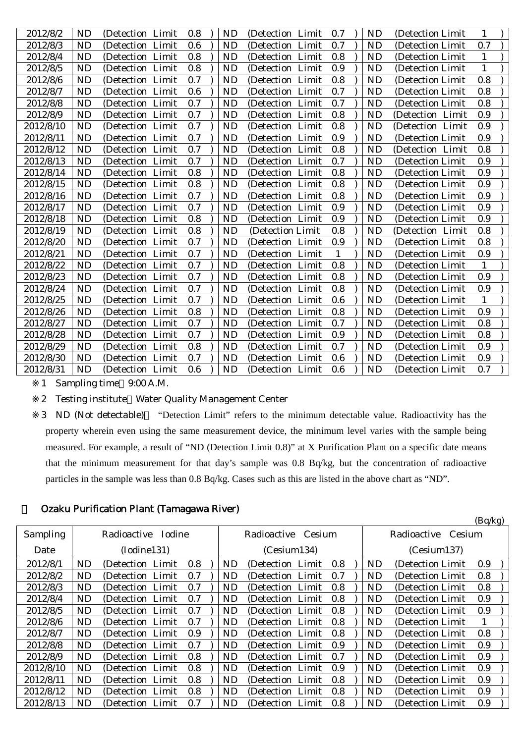| 2012/8/2 | ND (Detection Limit 0.8 ) | ND (Detection Limit 0.7 ) | ND (Detection Limit 1 ) |
|---|---|---|---|
| 2012/8/3 | ND (Detection Limit 0.6 ) | ND (Detection Limit 0.7 ) | ND (Detection Limit 0.7 ) |
| 2012/8/4 | ND (Detection Limit 0.8 ) | ND (Detection Limit 0.8 ) | ND (Detection Limit 1 ) |
| 2012/8/5 | ND (Detection Limit 0.8 ) | ND (Detection Limit 0.9 ) | ND (Detection Limit 1 ) |
| 2012/8/6 | ND (Detection Limit 0.7 ) | ND (Detection Limit 0.8 ) | ND (Detection Limit 0.8 ) |
| 2012/8/7 | ND (Detection Limit 0.6 ) | ND (Detection Limit 0.7 ) | ND (Detection Limit 0.8 ) |
| 2012/8/8 | ND (Detection Limit 0.7 ) | ND (Detection Limit 0.7 ) | ND (Detection Limit 0.8 ) |
| 2012/8/9 | ND (Detection Limit 0.7 ) | ND (Detection Limit 0.8 ) | ND (Detection Limit 0.9 ) |
| 2012/8/10 | ND (Detection Limit 0.7 ) | ND (Detection Limit 0.8 ) | ND (Detection Limit 0.9 ) |
| 2012/8/11 | ND (Detection Limit 0.7 ) | ND (Detection Limit 0.9 ) | ND (Detection Limit 0.9 ) |
| 2012/8/12 | ND (Detection Limit 0.7 ) | ND (Detection Limit 0.8 ) | ND (Detection Limit 0.8 ) |
| 2012/8/13 | ND (Detection Limit 0.7 ) | ND (Detection Limit 0.7 ) | ND (Detection Limit 0.9 ) |
| 2012/8/14 | ND (Detection Limit 0.8 ) | ND (Detection Limit 0.8 ) | ND (Detection Limit 0.9 ) |
| 2012/8/15 | ND (Detection Limit 0.8 ) | ND (Detection Limit 0.8 ) | ND (Detection Limit 0.9 ) |
| 2012/8/16 | ND (Detection Limit 0.7 ) | ND (Detection Limit 0.8 ) | ND (Detection Limit 0.9 ) |
| 2012/8/17 | ND (Detection Limit 0.7 ) | ND (Detection Limit 0.9 ) | ND (Detection Limit 0.9 ) |
| 2012/8/18 | ND (Detection Limit 0.8 ) | ND (Detection Limit 0.9 ) | ND (Detection Limit 0.9 ) |
| 2012/8/19 | ND (Detection Limit 0.8 ) | ND (Detection Limit 0.8 ) | ND (Detection Limit 0.8 ) |
| 2012/8/20 | ND (Detection Limit 0.7 ) | ND (Detection Limit 0.9 ) | ND (Detection Limit 0.8 ) |
| 2012/8/21 | ND (Detection Limit 0.7 ) | ND (Detection Limit 1 ) | ND (Detection Limit 0.9 ) |
| 2012/8/22 | ND (Detection Limit 0.7 ) | ND (Detection Limit 0.8 ) | ND (Detection Limit 1 ) |
| 2012/8/23 | ND (Detection Limit 0.7 ) | ND (Detection Limit 0.8 ) | ND (Detection Limit 0.9 ) |
| 2012/8/24 | ND (Detection Limit 0.7 ) | ND (Detection Limit 0.8 ) | ND (Detection Limit 0.9 ) |
| 2012/8/25 | ND (Detection Limit 0.7 ) | ND (Detection Limit 0.6 ) | ND (Detection Limit 1 ) |
| 2012/8/26 | ND (Detection Limit 0.8 ) | ND (Detection Limit 0.8 ) | ND (Detection Limit 0.9 ) |
| 2012/8/27 | ND (Detection Limit 0.7 ) | ND (Detection Limit 0.7 ) | ND (Detection Limit 0.8 ) |
| 2012/8/28 | ND (Detection Limit 0.7 ) | ND (Detection Limit 0.9 ) | ND (Detection Limit 0.8 ) |
| 2012/8/29 | ND (Detection Limit 0.8 ) | ND (Detection Limit 0.7 ) | ND (Detection Limit 0.9 ) |
| 2012/8/30 | ND (Detection Limit 0.7 ) | ND (Detection Limit 0.6 ) | ND (Detection Limit 0.9 ) |
| 2012/8/31 | ND (Detection Limit 0.6 ) | ND (Detection Limit 0.6 ) | ND (Detection Limit 0.7 ) |

※1 Sampling time 9:00 A.M.

※2 Testing institute Water Quality Management Center

※3 ND (Not detectable) "Detection Limit" refers to the minimum detectable value. Radioactivity has the property wherein even using the same measurement device, the minimum level varies with the sample being measured. For example, a result of "ND (Detection Limit 0.8)" at X Purification Plant on a specific date means that the minimum measurement for that day's sample was 0.8 Bq/kg, but the concentration of radioactive particles in the sample was less than 0.8 Bq/kg. Cases such as this are listed in the above chart as "ND".

## Ozaku Purification Plant (Tamagawa River)

(Bq/kg)

| Sampling Date | Radioactive Iodine (Iodine131) | Radioactive Cesium (Cesium134) | Radioactive Cesium (Cesium137) |
|---|---|---|---|
| 2012/8/1 | ND (Detection Limit 0.8 ) | ND (Detection Limit 0.8 ) | ND (Detection Limit 0.9 ) |
| 2012/8/2 | ND (Detection Limit 0.7 ) | ND (Detection Limit 0.7 ) | ND (Detection Limit 0.8 ) |
| 2012/8/3 | ND (Detection Limit 0.7 ) | ND (Detection Limit 0.8 ) | ND (Detection Limit 0.8 ) |
| 2012/8/4 | ND (Detection Limit 0.7 ) | ND (Detection Limit 0.8 ) | ND (Detection Limit 0.9 ) |
| 2012/8/5 | ND (Detection Limit 0.7 ) | ND (Detection Limit 0.8 ) | ND (Detection Limit 0.9 ) |
| 2012/8/6 | ND (Detection Limit 0.7 ) | ND (Detection Limit 0.8 ) | ND (Detection Limit 1 ) |
| 2012/8/7 | ND (Detection Limit 0.9 ) | ND (Detection Limit 0.8 ) | ND (Detection Limit 0.8 ) |
| 2012/8/8 | ND (Detection Limit 0.7 ) | ND (Detection Limit 0.9 ) | ND (Detection Limit 0.9 ) |
| 2012/8/9 | ND (Detection Limit 0.8 ) | ND (Detection Limit 0.7 ) | ND (Detection Limit 0.9 ) |
| 2012/8/10 | ND (Detection Limit 0.8 ) | ND (Detection Limit 0.9 ) | ND (Detection Limit 0.9 ) |
| 2012/8/11 | ND (Detection Limit 0.8 ) | ND (Detection Limit 0.8 ) | ND (Detection Limit 0.9 ) |
| 2012/8/12 | ND (Detection Limit 0.8 ) | ND (Detection Limit 0.8 ) | ND (Detection Limit 0.9 ) |
| 2012/8/13 | ND (Detection Limit 0.7 ) | ND (Detection Limit 0.8 ) | ND (Detection Limit 0.9 ) |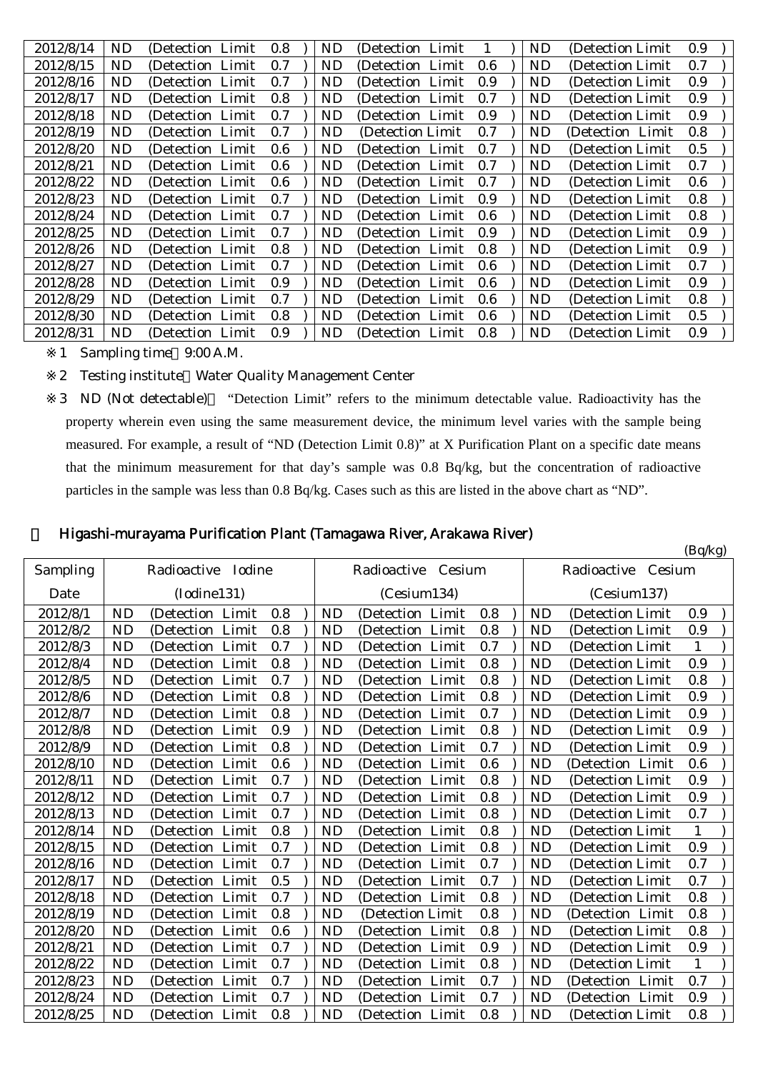| | | | |
|---|---|---|---|
| 2012/8/14 | ND (Detection Limit 0.8 ) | ND (Detection Limit 1 ) | ND (Detection Limit 0.9 ) |
| 2012/8/15 | ND (Detection Limit 0.7 ) | ND (Detection Limit 0.6 ) | ND (Detection Limit 0.7 ) |
| 2012/8/16 | ND (Detection Limit 0.7 ) | ND (Detection Limit 0.9 ) | ND (Detection Limit 0.9 ) |
| 2012/8/17 | ND (Detection Limit 0.8 ) | ND (Detection Limit 0.7 ) | ND (Detection Limit 0.9 ) |
| 2012/8/18 | ND (Detection Limit 0.7 ) | ND (Detection Limit 0.9 ) | ND (Detection Limit 0.9 ) |
| 2012/8/19 | ND (Detection Limit 0.7 ) | ND (Detection Limit 0.7 ) | ND (Detection Limit 0.8 ) |
| 2012/8/20 | ND (Detection Limit 0.6 ) | ND (Detection Limit 0.7 ) | ND (Detection Limit 0.5 ) |
| 2012/8/21 | ND (Detection Limit 0.6 ) | ND (Detection Limit 0.7 ) | ND (Detection Limit 0.7 ) |
| 2012/8/22 | ND (Detection Limit 0.6 ) | ND (Detection Limit 0.7 ) | ND (Detection Limit 0.6 ) |
| 2012/8/23 | ND (Detection Limit 0.7 ) | ND (Detection Limit 0.9 ) | ND (Detection Limit 0.8 ) |
| 2012/8/24 | ND (Detection Limit 0.7 ) | ND (Detection Limit 0.6 ) | ND (Detection Limit 0.8 ) |
| 2012/8/25 | ND (Detection Limit 0.7 ) | ND (Detection Limit 0.9 ) | ND (Detection Limit 0.9 ) |
| 2012/8/26 | ND (Detection Limit 0.8 ) | ND (Detection Limit 0.8 ) | ND (Detection Limit 0.9 ) |
| 2012/8/27 | ND (Detection Limit 0.7 ) | ND (Detection Limit 0.6 ) | ND (Detection Limit 0.7 ) |
| 2012/8/28 | ND (Detection Limit 0.9 ) | ND (Detection Limit 0.6 ) | ND (Detection Limit 0.9 ) |
| 2012/8/29 | ND (Detection Limit 0.7 ) | ND (Detection Limit 0.6 ) | ND (Detection Limit 0.8 ) |
| 2012/8/30 | ND (Detection Limit 0.8 ) | ND (Detection Limit 0.6 ) | ND (Detection Limit 0.5 ) |
| 2012/8/31 | ND (Detection Limit 0.9 ) | ND (Detection Limit 0.8 ) | ND (Detection Limit 0.9 ) |

※1 Sampling time 9:00 A.M.

※2 Testing institute Water Quality Management Center

※3 ND (Not detectable) "Detection Limit" refers to the minimum detectable value. Radioactivity has the property wherein even using the same measurement device, the minimum level varies with the sample being measured. For example, a result of "ND (Detection Limit 0.8)" at X Purification Plant on a specific date means that the minimum measurement for that day's sample was 0.8 Bq/kg, but the concentration of radioactive particles in the sample was less than 0.8 Bq/kg. Cases such as this are listed in the above chart as "ND".

## Higashi-murayama Purification Plant (Tamagawa River, Arakawa River)

(Bq/kg)

| Sampling Date | Radioactive Iodine (Iodine131) | Radioactive Cesium (Cesium134) | Radioactive Cesium (Cesium137) |
|---|---|---|---|
| 2012/8/1 | ND (Detection Limit 0.8 ) | ND (Detection Limit 0.8 ) | ND (Detection Limit 0.9 ) |
| 2012/8/2 | ND (Detection Limit 0.8 ) | ND (Detection Limit 0.8 ) | ND (Detection Limit 0.9 ) |
| 2012/8/3 | ND (Detection Limit 0.7 ) | ND (Detection Limit 0.7 ) | ND (Detection Limit 1 ) |
| 2012/8/4 | ND (Detection Limit 0.8 ) | ND (Detection Limit 0.8 ) | ND (Detection Limit 0.9 ) |
| 2012/8/5 | ND (Detection Limit 0.7 ) | ND (Detection Limit 0.8 ) | ND (Detection Limit 0.8 ) |
| 2012/8/6 | ND (Detection Limit 0.8 ) | ND (Detection Limit 0.8 ) | ND (Detection Limit 0.9 ) |
| 2012/8/7 | ND (Detection Limit 0.8 ) | ND (Detection Limit 0.7 ) | ND (Detection Limit 0.9 ) |
| 2012/8/8 | ND (Detection Limit 0.9 ) | ND (Detection Limit 0.8 ) | ND (Detection Limit 0.9 ) |
| 2012/8/9 | ND (Detection Limit 0.8 ) | ND (Detection Limit 0.7 ) | ND (Detection Limit 0.9 ) |
| 2012/8/10 | ND (Detection Limit 0.6 ) | ND (Detection Limit 0.6 ) | ND (Detection Limit 0.6 ) |
| 2012/8/11 | ND (Detection Limit 0.7 ) | ND (Detection Limit 0.8 ) | ND (Detection Limit 0.9 ) |
| 2012/8/12 | ND (Detection Limit 0.7 ) | ND (Detection Limit 0.8 ) | ND (Detection Limit 0.9 ) |
| 2012/8/13 | ND (Detection Limit 0.7 ) | ND (Detection Limit 0.8 ) | ND (Detection Limit 0.7 ) |
| 2012/8/14 | ND (Detection Limit 0.8 ) | ND (Detection Limit 0.8 ) | ND (Detection Limit 1 ) |
| 2012/8/15 | ND (Detection Limit 0.7 ) | ND (Detection Limit 0.8 ) | ND (Detection Limit 0.9 ) |
| 2012/8/16 | ND (Detection Limit 0.7 ) | ND (Detection Limit 0.7 ) | ND (Detection Limit 0.7 ) |
| 2012/8/17 | ND (Detection Limit 0.5 ) | ND (Detection Limit 0.7 ) | ND (Detection Limit 0.7 ) |
| 2012/8/18 | ND (Detection Limit 0.7 ) | ND (Detection Limit 0.8 ) | ND (Detection Limit 0.8 ) |
| 2012/8/19 | ND (Detection Limit 0.8 ) | ND (Detection Limit 0.8 ) | ND (Detection Limit 0.8 ) |
| 2012/8/20 | ND (Detection Limit 0.6 ) | ND (Detection Limit 0.8 ) | ND (Detection Limit 0.8 ) |
| 2012/8/21 | ND (Detection Limit 0.7 ) | ND (Detection Limit 0.9 ) | ND (Detection Limit 0.9 ) |
| 2012/8/22 | ND (Detection Limit 0.7 ) | ND (Detection Limit 0.8 ) | ND (Detection Limit 1 ) |
| 2012/8/23 | ND (Detection Limit 0.7 ) | ND (Detection Limit 0.7 ) | ND (Detection Limit 0.7 ) |
| 2012/8/24 | ND (Detection Limit 0.7 ) | ND (Detection Limit 0.7 ) | ND (Detection Limit 0.9 ) |
| 2012/8/25 | ND (Detection Limit 0.8 ) | ND (Detection Limit 0.8 ) | ND (Detection Limit 0.8 ) |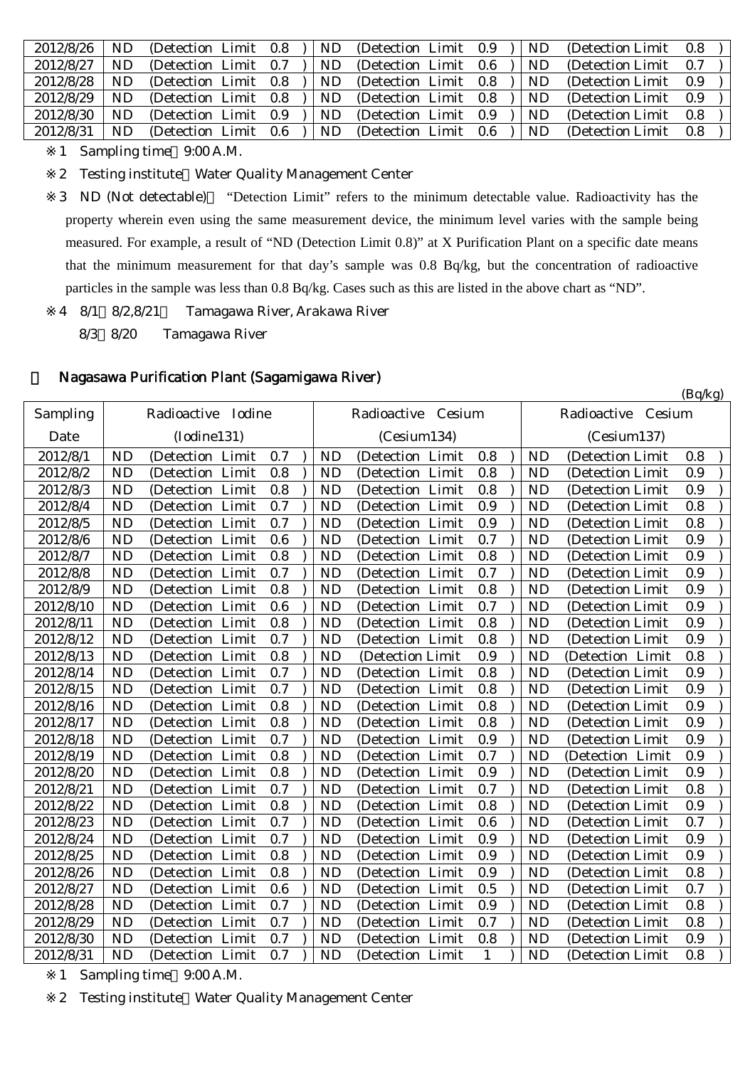| | | | |
|---|---|---|---|
| 2012/8/26 | ND (Detection Limit 0.8 ) | ND (Detection Limit 0.9 ) | ND (Detection Limit 0.8 ) |
| 2012/8/27 | ND (Detection Limit 0.7 ) | ND (Detection Limit 0.6 ) | ND (Detection Limit 0.7 ) |
| 2012/8/28 | ND (Detection Limit 0.8 ) | ND (Detection Limit 0.8 ) | ND (Detection Limit 0.9 ) |
| 2012/8/29 | ND (Detection Limit 0.8 ) | ND (Detection Limit 0.8 ) | ND (Detection Limit 0.9 ) |
| 2012/8/30 | ND (Detection Limit 0.9 ) | ND (Detection Limit 0.9 ) | ND (Detection Limit 0.8 ) |
| 2012/8/31 | ND (Detection Limit 0.6 ) | ND (Detection Limit 0.6 ) | ND (Detection Limit 0.8 ) |

※1 Sampling time 9:00 A.M.

※2 Testing institute Water Quality Management Center

※3 ND (Not detectable) "Detection Limit" refers to the minimum detectable value. Radioactivity has the property wherein even using the same measurement device, the minimum level varies with the sample being measured. For example, a result of "ND (Detection Limit 0.8)" at X Purification Plant on a specific date means that the minimum measurement for that day's sample was 0.8 Bq/kg, but the concentration of radioactive particles in the sample was less than 0.8 Bq/kg. Cases such as this are listed in the above chart as "ND".

※4 8/1 8/2,8/21 Tamagawa River, Arakawa River
8/3 8/20 Tamagawa River

## Nagasawa Purification Plant (Sagamigawa River)

(Bq/kg)

| Sampling Date | Radioactive Iodine (Iodine131) | Radioactive Cesium (Cesium134) | Radioactive Cesium (Cesium137) |
|---|---|---|---|
| 2012/8/1 | ND (Detection Limit 0.7 ) | ND (Detection Limit 0.8 ) | ND (Detection Limit 0.8 ) |
| 2012/8/2 | ND (Detection Limit 0.8 ) | ND (Detection Limit 0.8 ) | ND (Detection Limit 0.9 ) |
| 2012/8/3 | ND (Detection Limit 0.8 ) | ND (Detection Limit 0.8 ) | ND (Detection Limit 0.9 ) |
| 2012/8/4 | ND (Detection Limit 0.7 ) | ND (Detection Limit 0.9 ) | ND (Detection Limit 0.8 ) |
| 2012/8/5 | ND (Detection Limit 0.7 ) | ND (Detection Limit 0.9 ) | ND (Detection Limit 0.8 ) |
| 2012/8/6 | ND (Detection Limit 0.6 ) | ND (Detection Limit 0.7 ) | ND (Detection Limit 0.9 ) |
| 2012/8/7 | ND (Detection Limit 0.8 ) | ND (Detection Limit 0.8 ) | ND (Detection Limit 0.9 ) |
| 2012/8/8 | ND (Detection Limit 0.7 ) | ND (Detection Limit 0.7 ) | ND (Detection Limit 0.9 ) |
| 2012/8/9 | ND (Detection Limit 0.8 ) | ND (Detection Limit 0.8 ) | ND (Detection Limit 0.9 ) |
| 2012/8/10 | ND (Detection Limit 0.6 ) | ND (Detection Limit 0.7 ) | ND (Detection Limit 0.9 ) |
| 2012/8/11 | ND (Detection Limit 0.8 ) | ND (Detection Limit 0.8 ) | ND (Detection Limit 0.9 ) |
| 2012/8/12 | ND (Detection Limit 0.7 ) | ND (Detection Limit 0.8 ) | ND (Detection Limit 0.9 ) |
| 2012/8/13 | ND (Detection Limit 0.8 ) | ND (Detection Limit 0.9 ) | ND (Detection Limit 0.8 ) |
| 2012/8/14 | ND (Detection Limit 0.7 ) | ND (Detection Limit 0.8 ) | ND (Detection Limit 0.9 ) |
| 2012/8/15 | ND (Detection Limit 0.7 ) | ND (Detection Limit 0.8 ) | ND (Detection Limit 0.9 ) |
| 2012/8/16 | ND (Detection Limit 0.8 ) | ND (Detection Limit 0.8 ) | ND (Detection Limit 0.9 ) |
| 2012/8/17 | ND (Detection Limit 0.8 ) | ND (Detection Limit 0.8 ) | ND (Detection Limit 0.9 ) |
| 2012/8/18 | ND (Detection Limit 0.7 ) | ND (Detection Limit 0.9 ) | ND (Detection Limit 0.9 ) |
| 2012/8/19 | ND (Detection Limit 0.8 ) | ND (Detection Limit 0.7 ) | ND (Detection Limit 0.9 ) |
| 2012/8/20 | ND (Detection Limit 0.8 ) | ND (Detection Limit 0.9 ) | ND (Detection Limit 0.9 ) |
| 2012/8/21 | ND (Detection Limit 0.7 ) | ND (Detection Limit 0.7 ) | ND (Detection Limit 0.8 ) |
| 2012/8/22 | ND (Detection Limit 0.8 ) | ND (Detection Limit 0.8 ) | ND (Detection Limit 0.9 ) |
| 2012/8/23 | ND (Detection Limit 0.7 ) | ND (Detection Limit 0.6 ) | ND (Detection Limit 0.7 ) |
| 2012/8/24 | ND (Detection Limit 0.7 ) | ND (Detection Limit 0.9 ) | ND (Detection Limit 0.9 ) |
| 2012/8/25 | ND (Detection Limit 0.8 ) | ND (Detection Limit 0.9 ) | ND (Detection Limit 0.9 ) |
| 2012/8/26 | ND (Detection Limit 0.8 ) | ND (Detection Limit 0.9 ) | ND (Detection Limit 0.8 ) |
| 2012/8/27 | ND (Detection Limit 0.6 ) | ND (Detection Limit 0.5 ) | ND (Detection Limit 0.7 ) |
| 2012/8/28 | ND (Detection Limit 0.7 ) | ND (Detection Limit 0.9 ) | ND (Detection Limit 0.8 ) |
| 2012/8/29 | ND (Detection Limit 0.7 ) | ND (Detection Limit 0.7 ) | ND (Detection Limit 0.8 ) |
| 2012/8/30 | ND (Detection Limit 0.7 ) | ND (Detection Limit 0.8 ) | ND (Detection Limit 0.9 ) |
| 2012/8/31 | ND (Detection Limit 0.7 ) | ND (Detection Limit 1 ) | ND (Detection Limit 0.8 ) |

※1 Sampling time 9:00 A.M.

※2 Testing institute Water Quality Management Center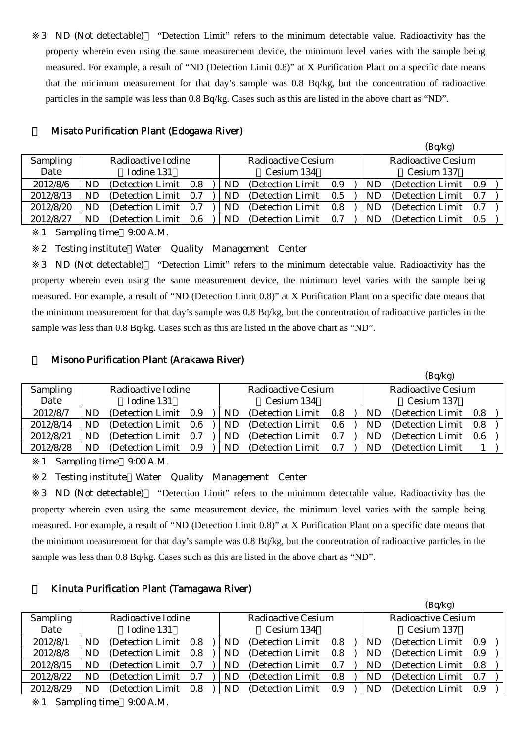※3 ND (Not detectable) "Detection Limit" refers to the minimum detectable value. Radioactivity has the property wherein even using the same measurement device, the minimum level varies with the sample being measured. For example, a result of "ND (Detection Limit 0.8)" at X Purification Plant on a specific date means that the minimum measurement for that day's sample was 0.8 Bq/kg, but the concentration of radioactive particles in the sample was less than 0.8 Bq/kg. Cases such as this are listed in the above chart as "ND".

## Misato Purification Plant (Edogawa River)

(Bq/kg)

| Sampling Date | Radioactive Iodine (Iodine 131) | Radioactive Cesium (Cesium 134) | Radioactive Cesium (Cesium 137) |
|---|---|---|---|
| 2012/8/6 | ND (Detection Limit 0.8) | ND (Detection Limit 0.9) | ND (Detection Limit 0.9) |
| 2012/8/13 | ND (Detection Limit 0.7) | ND (Detection Limit 0.5) | ND (Detection Limit 0.7) |
| 2012/8/20 | ND (Detection Limit 0.7) | ND (Detection Limit 0.8) | ND (Detection Limit 0.7) |
| 2012/8/27 | ND (Detection Limit 0.6) | ND (Detection Limit 0.7) | ND (Detection Limit 0.5) |

※1 Sampling time 9:00 A.M.

※2 Testing institute Water Quality Management Center

※3 ND (Not detectable) "Detection Limit" refers to the minimum detectable value. Radioactivity has the property wherein even using the same measurement device, the minimum level varies with the sample being measured. For example, a result of "ND (Detection Limit 0.8)" at X Purification Plant on a specific date means that the minimum measurement for that day's sample was 0.8 Bq/kg, but the concentration of radioactive particles in the sample was less than 0.8 Bq/kg. Cases such as this are listed in the above chart as "ND".

## Misono Purification Plant (Arakawa River)

(Bq/kg)

| Sampling Date | Radioactive Iodine (Iodine 131) | Radioactive Cesium (Cesium 134) | Radioactive Cesium (Cesium 137) |
|---|---|---|---|
| 2012/8/7 | ND (Detection Limit 0.9) | ND (Detection Limit 0.8) | ND (Detection Limit 0.8) |
| 2012/8/14 | ND (Detection Limit 0.6) | ND (Detection Limit 0.6) | ND (Detection Limit 0.8) |
| 2012/8/21 | ND (Detection Limit 0.7) | ND (Detection Limit 0.7) | ND (Detection Limit 0.6) |
| 2012/8/28 | ND (Detection Limit 0.9) | ND (Detection Limit 0.7) | ND (Detection Limit 1) |

※1 Sampling time 9:00 A.M.

※2 Testing institute Water Quality Management Center

※3 ND (Not detectable) "Detection Limit" refers to the minimum detectable value. Radioactivity has the property wherein even using the same measurement device, the minimum level varies with the sample being measured. For example, a result of "ND (Detection Limit 0.8)" at X Purification Plant on a specific date means that the minimum measurement for that day's sample was 0.8 Bq/kg, but the concentration of radioactive particles in the sample was less than 0.8 Bq/kg. Cases such as this are listed in the above chart as "ND".

## Kinuta Purification Plant (Tamagawa River)

(Bq/kg)

| Sampling Date | Radioactive Iodine (Iodine 131) | Radioactive Cesium (Cesium 134) | Radioactive Cesium (Cesium 137) |
|---|---|---|---|
| 2012/8/1 | ND (Detection Limit 0.8) | ND (Detection Limit 0.8) | ND (Detection Limit 0.9) |
| 2012/8/8 | ND (Detection Limit 0.8) | ND (Detection Limit 0.8) | ND (Detection Limit 0.9) |
| 2012/8/15 | ND (Detection Limit 0.7) | ND (Detection Limit 0.7) | ND (Detection Limit 0.8) |
| 2012/8/22 | ND (Detection Limit 0.7) | ND (Detection Limit 0.8) | ND (Detection Limit 0.7) |
| 2012/8/29 | ND (Detection Limit 0.8) | ND (Detection Limit 0.9) | ND (Detection Limit 0.9) |

※1 Sampling time 9:00 A.M.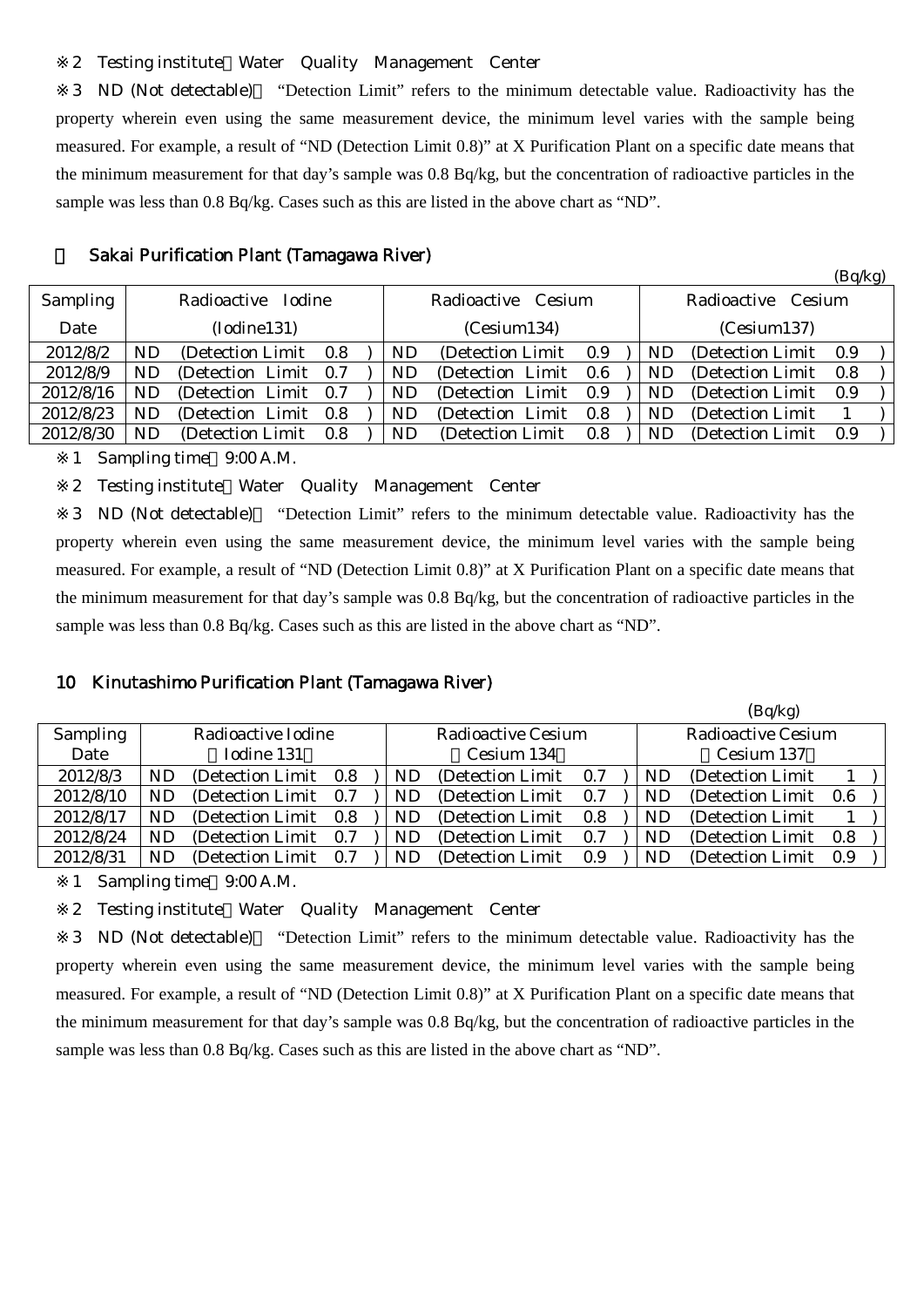※2 Testing institute：Water Quality Management Center

※3 ND (Not detectable)： “Detection Limit” refers to the minimum detectable value. Radioactivity has the property wherein even using the same measurement device, the minimum level varies with the sample being measured. For example, a result of “ND (Detection Limit 0.8)” at X Purification Plant on a specific date means that the minimum measurement for that day’s sample was 0.8 Bq/kg, but the concentration of radioactive particles in the sample was less than 0.8 Bq/kg. Cases such as this are listed in the above chart as “ND”.

## ９ Sakai Purification Plant (Tamagawa River)

(Bq/kg)

| Sampling Date | Radioactive Iodine (Iodine131) | Radioactive Cesium (Cesium134) | Radioactive Cesium (Cesium137) |
|---|---|---|---|
| 2012/8/2 | ND (Detection Limit 0.8) | ND (Detection Limit 0.9) | ND (Detection Limit 0.9) |
| 2012/8/9 | ND (Detection Limit 0.7) | ND (Detection Limit 0.6) | ND (Detection Limit 0.8) |
| 2012/8/16 | ND (Detection Limit 0.7) | ND (Detection Limit 0.9) | ND (Detection Limit 0.9) |
| 2012/8/23 | ND (Detection Limit 0.8) | ND (Detection Limit 0.8) | ND (Detection Limit 1) |
| 2012/8/30 | ND (Detection Limit 0.8) | ND (Detection Limit 0.8) | ND (Detection Limit 0.9) |

※1 Sampling time：9:00 A.M.

※2 Testing institute：Water Quality Management Center

※3 ND (Not detectable)： “Detection Limit” refers to the minimum detectable value. Radioactivity has the property wherein even using the same measurement device, the minimum level varies with the sample being measured. For example, a result of “ND (Detection Limit 0.8)” at X Purification Plant on a specific date means that the minimum measurement for that day’s sample was 0.8 Bq/kg, but the concentration of radioactive particles in the sample was less than 0.8 Bq/kg. Cases such as this are listed in the above chart as “ND”.

## 10 Kinutashimo Purification Plant (Tamagawa River)

(Bq/kg)

| Sampling Date | Radioactive Iodine （Iodine 131） | Radioactive Cesium （Cesium 134） | Radioactive Cesium （Cesium 137） |
|---|---|---|---|
| 2012/8/3 | ND (Detection Limit 0.8) | ND (Detection Limit 0.7) | ND (Detection Limit 1) |
| 2012/8/10 | ND (Detection Limit 0.7) | ND (Detection Limit 0.7) | ND (Detection Limit 0.6) |
| 2012/8/17 | ND (Detection Limit 0.8) | ND (Detection Limit 0.8) | ND (Detection Limit 1) |
| 2012/8/24 | ND (Detection Limit 0.7) | ND (Detection Limit 0.7) | ND (Detection Limit 0.8) |
| 2012/8/31 | ND (Detection Limit 0.7) | ND (Detection Limit 0.9) | ND (Detection Limit 0.9) |

※1 Sampling time：9:00 A.M.

※2 Testing institute：Water Quality Management Center

※3 ND (Not detectable)： “Detection Limit” refers to the minimum detectable value. Radioactivity has the property wherein even using the same measurement device, the minimum level varies with the sample being measured. For example, a result of “ND (Detection Limit 0.8)” at X Purification Plant on a specific date means that the minimum measurement for that day’s sample was 0.8 Bq/kg, but the concentration of radioactive particles in the sample was less than 0.8 Bq/kg. Cases such as this are listed in the above chart as “ND”.